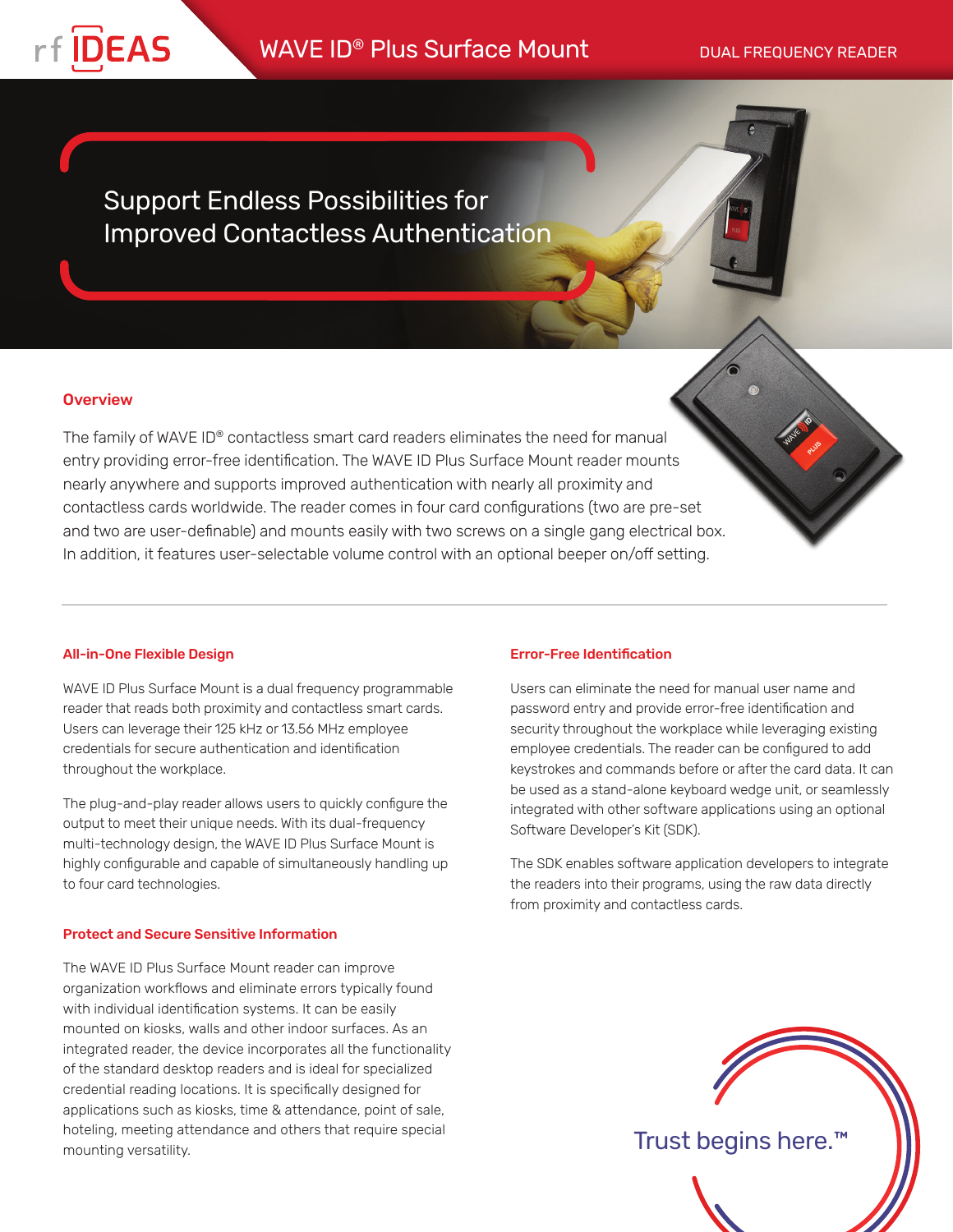rf IDEAS

# WAVE ID® Plus Surface Mount

DUAL FREQUENCY READER

## Support Endless Possibilities for Improved Contactless Authentication

### Overview

The family of WAVE ID® contactless smart card readers eliminates the need for manual entry providing error-free identification. The WAVE ID Plus Surface Mount reader mounts nearly anywhere and supports improved authentication with nearly all proximity and contactless cards worldwide. The reader comes in four card configurations (two are pre-set and two are user-definable) and mounts easily with two screws on a single gang electrical box. In addition, it features user-selectable volume control with an optional beeper on/off setting.

### All-in-One Flexible Design

WAVE ID Plus Surface Mount is a dual frequency programmable reader that reads both proximity and contactless smart cards. Users can leverage their 125 kHz or 13.56 MHz employee credentials for secure authentication and identification throughout the workplace.

The plug-and-play reader allows users to quickly configure the output to meet their unique needs. With its dual-frequency multi-technology design, the WAVE ID Plus Surface Mount is highly configurable and capable of simultaneously handling up to four card technologies.

### Protect and Secure Sensitive Information

The WAVE ID Plus Surface Mount reader can improve organization workflows and eliminate errors typically found with individual identification systems. It can be easily mounted on kiosks, walls and other indoor surfaces. As an integrated reader, the device incorporates all the functionality of the standard desktop readers and is ideal for specialized credential reading locations. It is specifically designed for applications such as kiosks, time & attendance, point of sale, hoteling, meeting attendance and others that require special mounting versatility.

### Error-Free Identification

Users can eliminate the need for manual user name and password entry and provide error-free identification and security throughout the workplace while leveraging existing employee credentials. The reader can be configured to add keystrokes and commands before or after the card data. It can be used as a stand-alone keyboard wedge unit, or seamlessly integrated with other software applications using an optional Software Developer's Kit (SDK).

The SDK enables software application developers to integrate the readers into their programs, using the raw data directly from proximity and contactless cards.

Trust begins here.™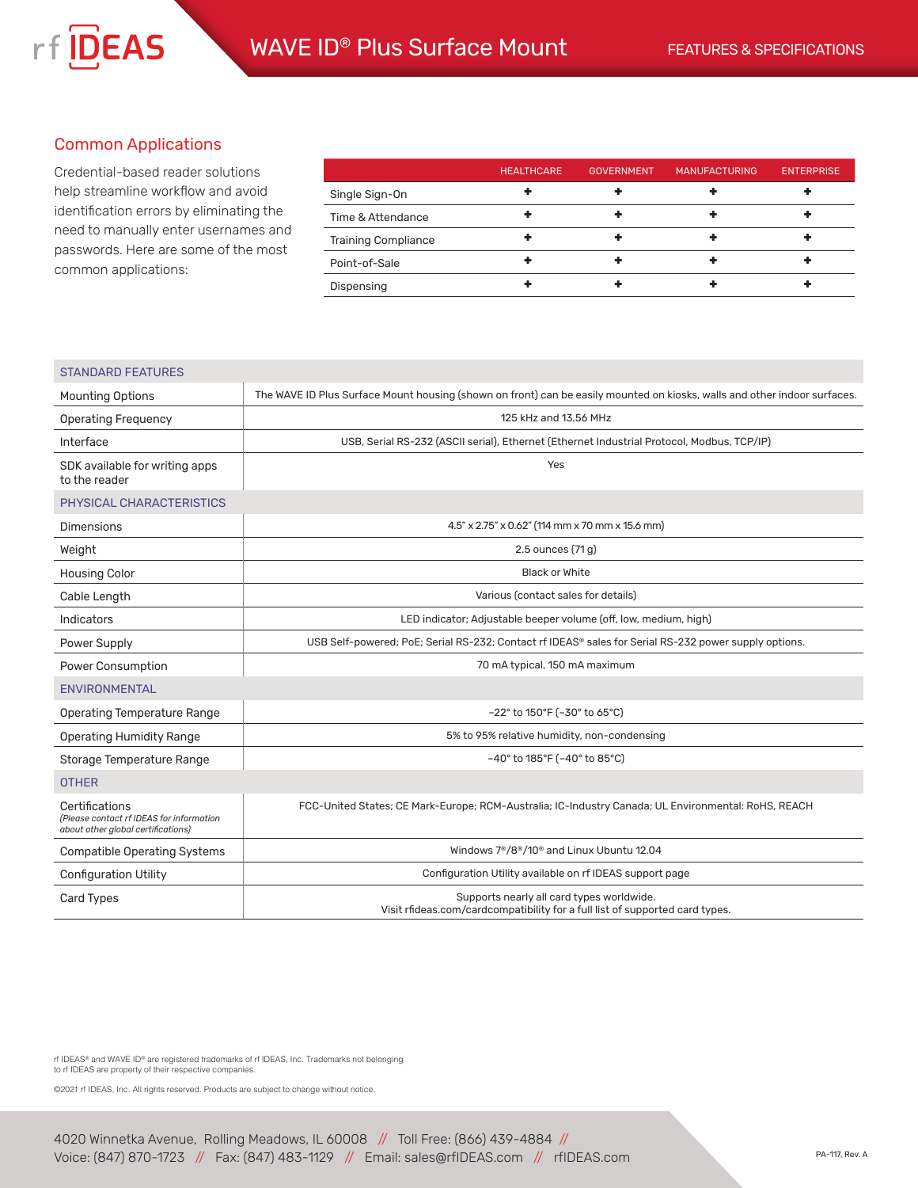## Common Applications

Credential-based reader solutions help streamline workflow and avoid identification errors by eliminating the need to manually enter usernames and passwords. Here are the most common applications:

| | HEALTHCARE | GOVERNMENT | MANUFACTURING | ENTERPRISE |
|---|---|---|---|---|
| Single Sign-On | + | + | + | + |
| Time & Attendance | + | + | + | + |
| Training Compliance | + | + | + | + |
| Point-of-Sale | + | + | + | + |
| Dispensing | + | + | + | + |

| | |
|---|---|
| **STANDARD FEATURES** | |
| Mounting Options | The WAVE ID Plus Surface Mount housing (shown on front) can be easily mounted on kiosks, walls and other indoor surfaces. |
| Operating Frequency | 125 kHz and 13.56 MHz |
| Interface | USB, Serial RS-232 (ASCII serial), Ethernet (Ethernet Industrial Protocol, Modbus, TCP/IP) |
| SDK available for writing apps to the reader | Yes |
| **PHYSICAL CHARACTERISTICS** | |
| Dimensions | 4.5" x 2.75" x 0.62" (114 mm x 70 mm x 15.6 mm) |
| Weight | 2.5 ounces (71 g) |
| Housing Color | Black or White |
| Cable Length | Various (contact sales for details) |
| Indicators | LED indicator; Adjustable beeper volume (off, low, medium, high) |
| Power Supply | USB Self-powered; PoE; Serial RS-232; Contact rf IDEAS® sales for Serial RS-232 power supply options. |
| Power Consumption | 70 mA typical, 150 mA maximum |
| **ENVIRONMENTAL** | |
| Operating Temperature Range | −22° to 150°F (−30° to 65°C) |
| Operating Humidity Range | 5% to 95% relative humidity, non-condensing |
| Storage Temperature Range | −40° to 185°F (−40° to 85°C) |
| **OTHER** | |
| Certifications *(Please contact rf IDEAS for information about other global certifications)* | FCC-United States; CE Mark-Europe; RCM-Australia; IC-Industry Canada; UL Environmental: RoHS, REACH |
| Compatible Operating Systems | Windows 7®/8®/10® and Linux Ubuntu 12.04 |
| Configuration Utility | Configuration Utility available on rf IDEAS support page |
| Card Types | Supports nearly all card types worldwide. Visit rfideas.com/cardcompatibility for a full list of supported card types. |

rf IDEAS® and WAVE ID® are registered trademarks of rf IDEAS, Inc. Trademarks not belonging to rf IDEAS are property of their respective companies.

©2021 rf IDEAS, Inc. All rights reserved. Products are subject to change without notice.

4020 Winnetka Avenue, Rolling Meadows, IL 60008 // Toll Free: (866) 439-4884 // Voice: (847) 870-1723 // Fax: (847) 483-1129 // Email: sales@rfIDEAS.com // rfIDEAS.com

PA-117, Rev. A